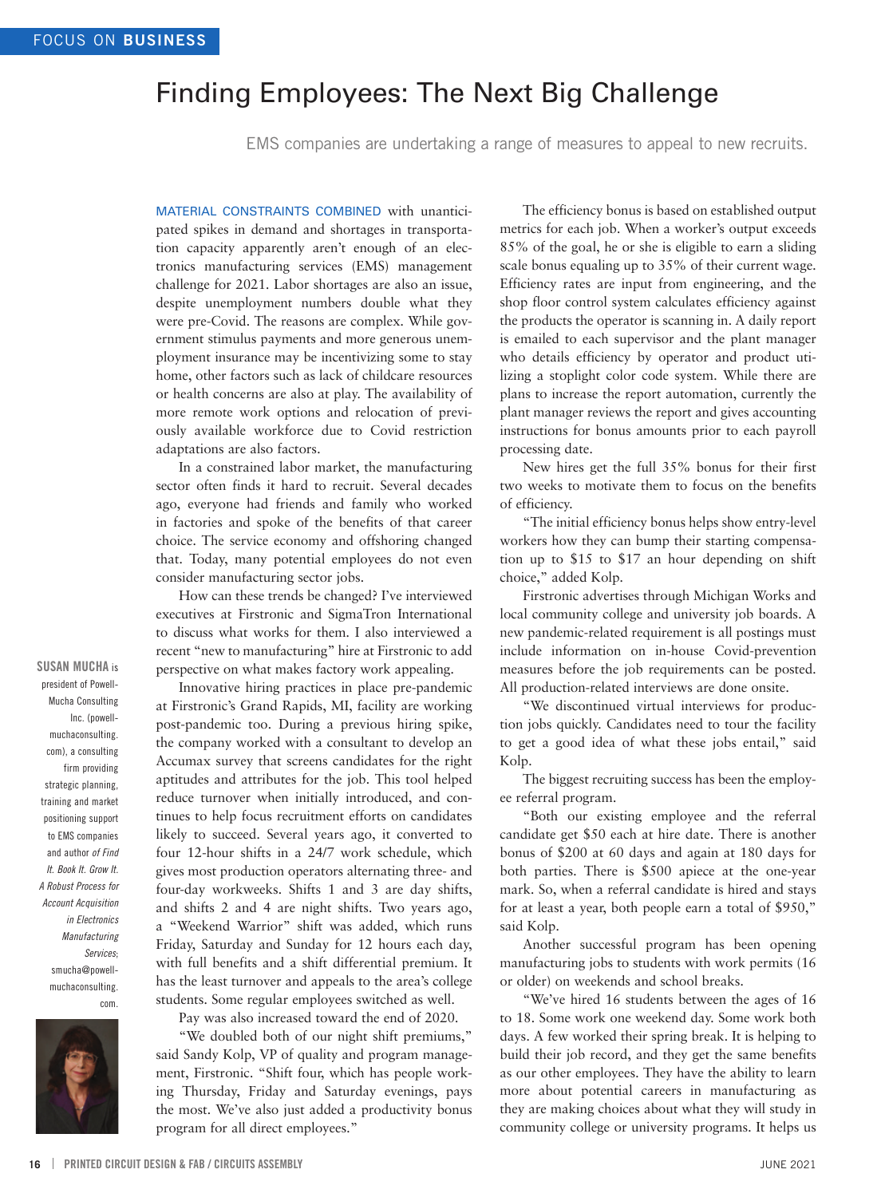FOCUS ON **BUSINESS**

# Finding Employees: The Next Big Challenge

EMS companies are undertaking a range of measures to appeal to new recruits.

**SUSAN MUCHA** is president of Powell-Mucha Consulting Inc. (powell-muchaconsulting.com), a consulting firm providing strategic planning, training and market positioning support to EMS companies and author of *Find It. Book It. Grow It. A Robust Process for Account Acquisition in Electronics Manufacturing Services*; smucha@powell-muchaconsulting.com.

MATERIAL CONSTRAINTS COMBINED with unanticipated spikes in demand and shortages in transportation capacity apparently aren't enough of an electronics manufacturing services (EMS) management challenge for 2021. Labor shortages are also an issue, despite unemployment numbers double what they were pre-Covid. The reasons are complex. While government stimulus payments and more generous unemployment insurance may be incentivizing some to stay home, other factors such as lack of childcare resources or health concerns are also at play. The availability of more remote work options and relocation of previously available workforce due to Covid restriction adaptations are also factors.

In a constrained labor market, the manufacturing sector often finds it hard to recruit. Several decades ago, everyone had friends and family who worked in factories and spoke of the benefits of that career choice. The service economy and offshoring changed that. Today, many potential employees do not even consider manufacturing sector jobs.

How can these trends be changed? I've interviewed executives at Firstronic and SigmaTron International to discuss what works for them. I also interviewed a recent "new to manufacturing" hire at Firstronic to add perspective on what makes factory work appealing.

Innovative hiring practices in place pre-pandemic at Firstronic's Grand Rapids, MI, facility are working post-pandemic too. During a previous hiring spike, the company worked with a consultant to develop an Accumax survey that screens candidates for the right aptitudes and attributes for the job. This tool helped reduce turnover when initially introduced, and continues to help focus recruitment efforts on candidates likely to succeed. Several years ago, it converted to four 12-hour shifts in a 24/7 work schedule, which gives most production operators alternating three- and four-day workweeks. Shifts 1 and 3 are day shifts, and shifts 2 and 4 are night shifts. Two years ago, a "Weekend Warrior" shift was added, which runs Friday, Saturday and Sunday for 12 hours each day, with full benefits and a shift differential premium. It has the least turnover and appeals to the area's college students. Some regular employees switched as well.

Pay was also increased toward the end of 2020.

"We doubled both of our night shift premiums," said Sandy Kolp, VP of quality and program management, Firstronic. "Shift four, which has people working Thursday, Friday and Saturday evenings, pays the most. We've also just added a productivity bonus program for all direct employees."

The efficiency bonus is based on established output metrics for each job. When a worker's output exceeds 85% of the goal, he or she is eligible to earn a sliding scale bonus equaling up to 35% of their current wage. Efficiency rates are input from engineering, and the shop floor control system calculates efficiency against the products the operator is scanning in. A daily report is emailed to each supervisor and the plant manager who details efficiency by operator and product utilizing a stoplight color code system. While there are plans to increase the report automation, currently the plant manager reviews the report and gives accounting instructions for bonus amounts prior to each payroll processing date.

New hires get the full 35% bonus for their first two weeks to motivate them to focus on the benefits of efficiency.

"The initial efficiency bonus helps show entry-level workers how they can bump their starting compensation up to $15 to $17 an hour depending on shift choice," added Kolp.

Firstronic advertises through Michigan Works and local community college and university job boards. A new pandemic-related requirement is all postings must include information on in-house Covid-prevention measures before the job requirements can be posted. All production-related interviews are done onsite.

"We discontinued virtual interviews for production jobs quickly. Candidates need to tour the facility to get a good idea of what these jobs entail," said Kolp.

The biggest recruiting success has been the employee referral program.

"Both our existing employee and the referral candidate get $50 each at hire date. There is another bonus of $200 at 60 days and again at 180 days for both parties. There is $500 apiece at the one-year mark. So, when a referral candidate is hired and stays for at least a year, both people earn a total of $950," said Kolp.

Another successful program has been opening manufacturing jobs to students with work permits (16 or older) on weekends and school breaks.

"We've hired 16 students between the ages of 16 to 18. Some work one weekend day. Some work both days. A few worked their spring break. It is helping to build their job record, and they get the same benefits as our other employees. They have the ability to learn more about potential careers in manufacturing as they are making choices about what they will study in community college or university programs. It helps us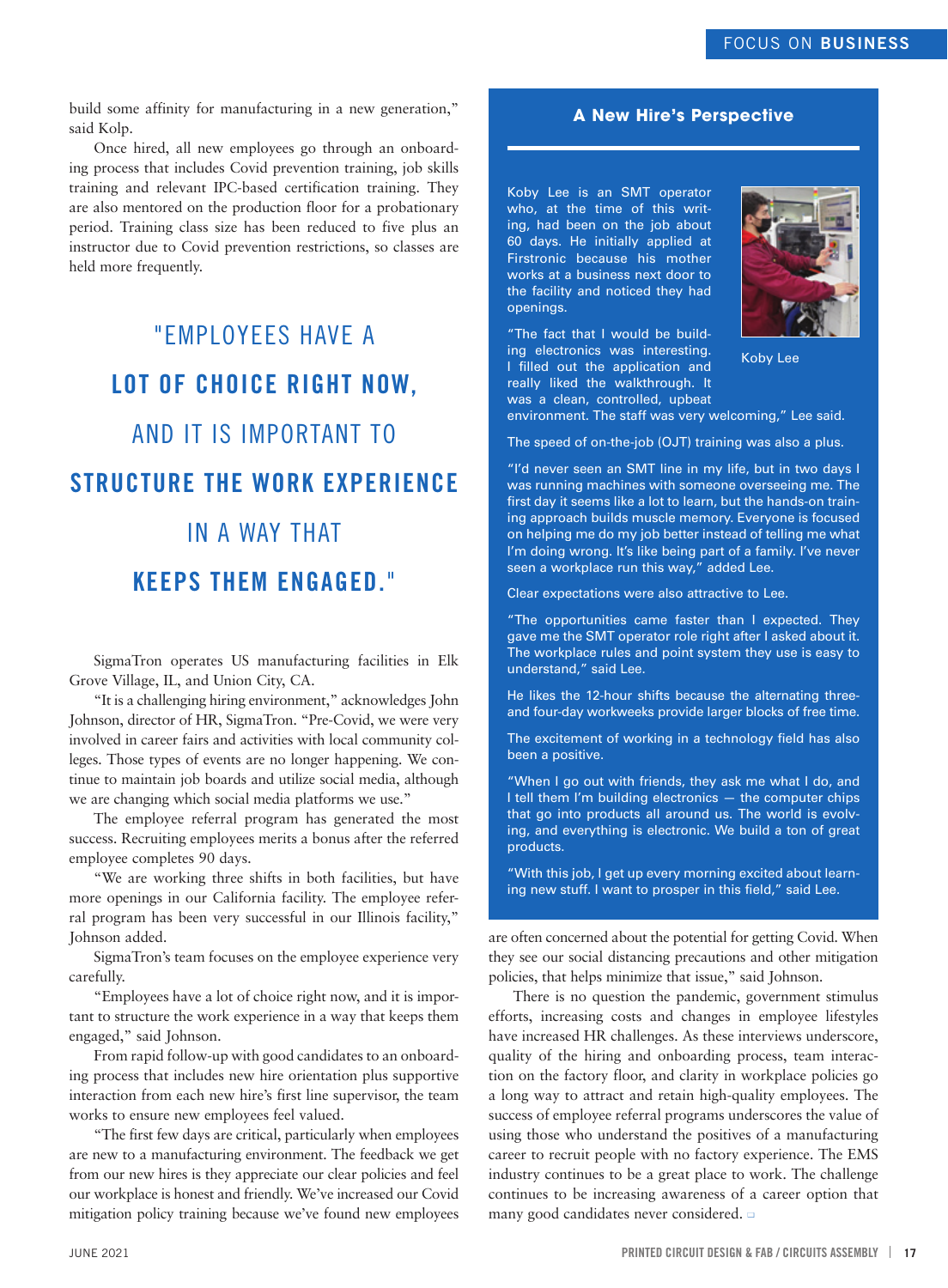build some affinity for manufacturing in a new generation," said Kolp.

Once hired, all new employees go through an onboarding process that includes Covid prevention training, job skills training and relevant IPC-based certification training. They are also mentored on the production floor for a probationary period. Training class size has been reduced to five plus an instructor due to Covid prevention restrictions, so classes are held more frequently.

> "EMPLOYEES HAVE A **LOT OF CHOICE RIGHT NOW,** AND IT IS IMPORTANT TO **STRUCTURE THE WORK EXPERIENCE** IN A WAY THAT **KEEPS THEM ENGAGED.**"

SigmaTron operates US manufacturing facilities in Elk Grove Village, IL, and Union City, CA.

"It is a challenging hiring environment," acknowledges John Johnson, director of HR, SigmaTron. "Pre-Covid, we were very involved in career fairs and activities with local community colleges. Those types of events are no longer happening. We continue to maintain job boards and utilize social media, although we are changing which social media platforms we use."

The employee referral program has generated the most success. Recruiting employees merits a bonus after the referred employee completes 90 days.

"We are working three shifts in both facilities, but have more openings in our California facility. The employee referral program has been very successful in our Illinois facility," Johnson added.

SigmaTron's team focuses on the employee experience very carefully.

"Employees have a lot of choice right now, and it is important to structure the work experience in a way that keeps them engaged," said Johnson.

From rapid follow-up with good candidates to an onboarding process that includes new hire orientation plus supportive interaction from each new hire's first line supervisor, the team works to ensure new employees feel valued.

"The first few days are critical, particularly when employees are new to a manufacturing environment. The feedback we get from our new hires is they appreciate our clear policies and feel our workplace is honest and friendly. We've increased our Covid mitigation policy training because we've found new employees are often concerned about the potential for getting Covid. When they see our social distancing precautions and other mitigation policies, that helps minimize that issue," said Johnson.

There is no question the pandemic, government stimulus efforts, increasing costs and changes in employee lifestyles have increased HR challenges. As these interviews underscore, quality of the hiring and onboarding process, team interaction on the factory floor, and clarity in workplace policies go a long way to attract and retain high-quality employees. The success of employee referral programs underscores the value of using those who understand the positives of a manufacturing career to recruit people with no factory experience. The EMS industry continues to be a great place to work. The challenge continues to be increasing awareness of a career option that many good candidates never considered.

## A New Hire's Perspective

Koby Lee is an SMT operator who, at the time of this writing, had been on the job about 60 days. He initially applied at Firstronic because his mother works at a business next door to the facility and noticed they had openings.

Koby Lee

"The fact that I would be building electronics was interesting. I filled out the application and really liked the walkthrough. It was a clean, controlled, upbeat environment. The staff was very welcoming," Lee said.

The speed of on-the-job (OJT) training was also a plus.

"I'd never seen an SMT line in my life, but in two days I was running machines with someone overseeing me. The first day it seems like a lot to learn, but the hands-on training approach builds muscle memory. Everyone is focused on helping me do my job better instead of telling me what I'm doing wrong. It's like being part of a family. I've never seen a workplace run this way," added Lee.

Clear expectations were also attractive to Lee.

"The opportunities came faster than I expected. They gave me the SMT operator role right after I asked about it. The workplace rules and point system they use is easy to understand," said Lee.

He likes the 12-hour shifts because the alternating three- and four-day workweeks provide larger blocks of free time.

The excitement of working in a technology field has also been a positive.

"When I go out with friends, they ask me what I do, and I tell them I'm building electronics — the computer chips that go into products all around us. The world is evolving, and everything is electronic. We build a ton of great products.

"With this job, I get up every morning excited about learning new stuff. I want to prosper in this field," said Lee.